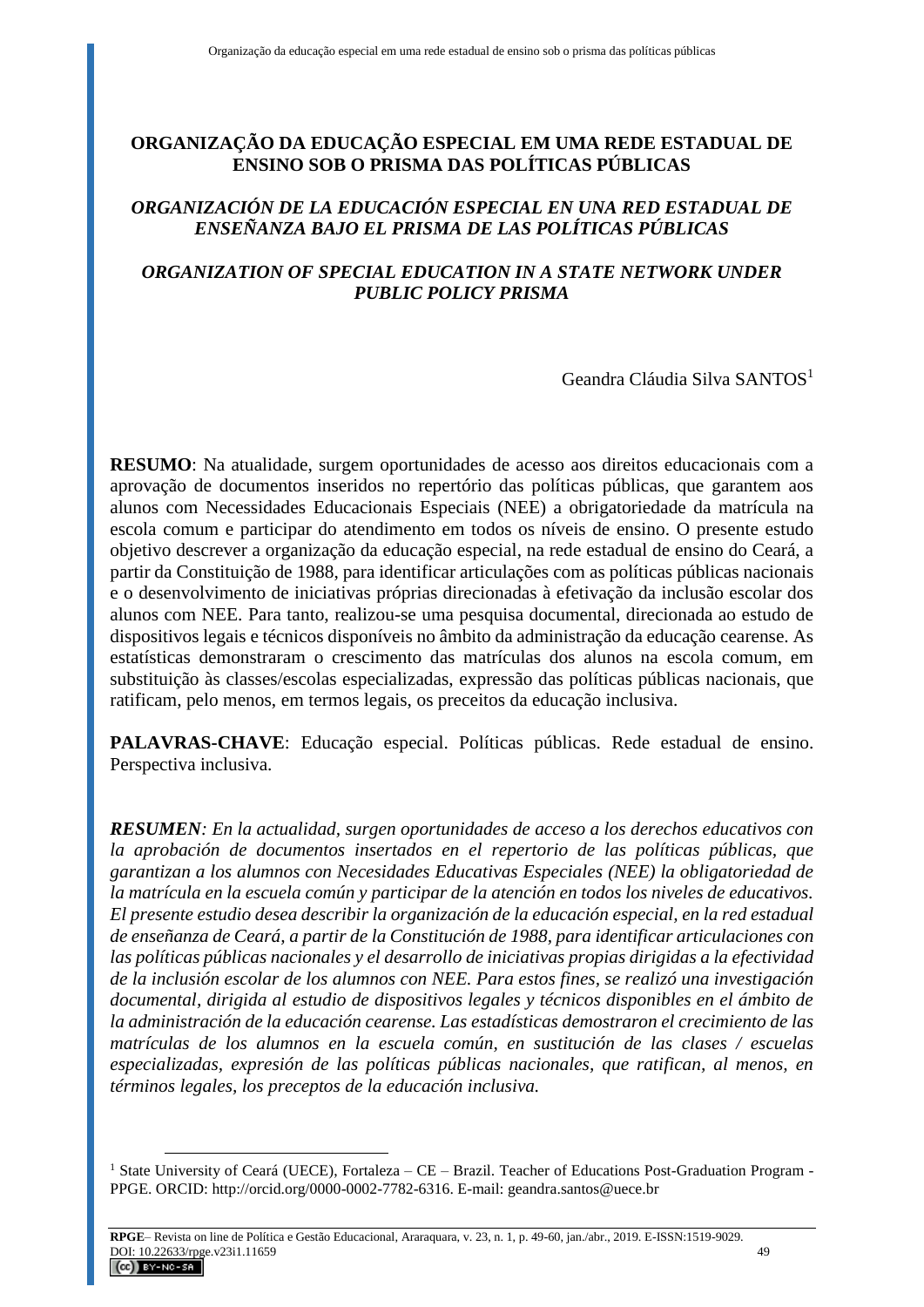# ORGANIZAÇÃO DA EDUCAÇÃO ESPECIAL EM UMA REDE ESTADUAL DE ENSINO SOB O PRISMA DAS POLÍTICAS PÚBLICAS

## *ORGANIZACIÓN DE LA EDUCACIÓN ESPECIAL EN UNA RED ESTADUAL DE ENSEÑANZA BAJO EL PRISMA DE LAS POLÍTICAS PÚBLICAS*

## *ORGANIZATION OF SPECIAL EDUCATION IN A STATE NETWORK UNDER PUBLIC POLICY PRISMA*

Geandra Cláudia Silva SANTOS[1]

**RESUMO**: Na atualidade, surgem oportunidades de acesso aos direitos educacionais com a aprovação de documentos inseridos no repertório das políticas públicas, que garantem aos alunos com Necessidades Educacionais Especiais (NEE) a obrigatoriedade da matrícula na escola comum e participar do atendimento em todos os níveis de ensino. O presente estudo objetivo descrever a organização da educação especial, na rede estadual de ensino do Ceará, a partir da Constituição de 1988, para identificar articulações com as políticas públicas nacionais e o desenvolvimento de iniciativas próprias direcionadas à efetivação da inclusão escolar dos alunos com NEE. Para tanto, realizou-se uma pesquisa documental, direcionada ao estudo de dispositivos legais e técnicos disponíveis no âmbito da administração da educação cearense. As estatísticas demonstraram o crescimento das matrículas dos alunos na escola comum, em substituição às classes/escolas especializadas, expressão das políticas públicas nacionais, que ratificam, pelo menos, em termos legais, os preceitos da educação inclusiva.

**PALAVRAS-CHAVE**: Educação especial. Políticas públicas. Rede estadual de ensino. Perspectiva inclusiva.

***RESUMEN**: En la actualidad, surgen oportunidades de acceso a los derechos educativos con la aprobación de documentos insertados en el repertorio de las políticas públicas, que garantizan a los alumnos con Necesidades Educativas Especiales (NEE) la obligatoriedad de la matrícula en la escuela común y participar de la atención en todos los niveles de educativos. El presente estudio desea describir la organización de la educación especial, en la red estadual de enseñanza de Ceará, a partir de la Constitución de 1988, para identificar articulaciones con las políticas públicas nacionales y el desarrollo de iniciativas propias dirigidas a la efectividad de la inclusión escolar de los alumnos con NEE. Para estos fines, se realizó una investigación documental, dirigida al estudio de dispositivos legales y técnicos disponibles en el ámbito de la administración de la educación cearense. Las estadísticas demostraron el crecimiento de las matrículas de los alumnos en la escuela común, en sustitución de las clases / escuelas especializadas, expresión de las políticas públicas nacionales, que ratifican, al menos, en términos legales, los preceptos de la educación inclusiva.*

---

[1] State University of Ceará (UECE), Fortaleza – CE – Brazil. Teacher of Educations Post-Graduation Program - PPGE. ORCID: http://orcid.org/0000-0002-7782-6316. E-mail: geandra.santos@uece.br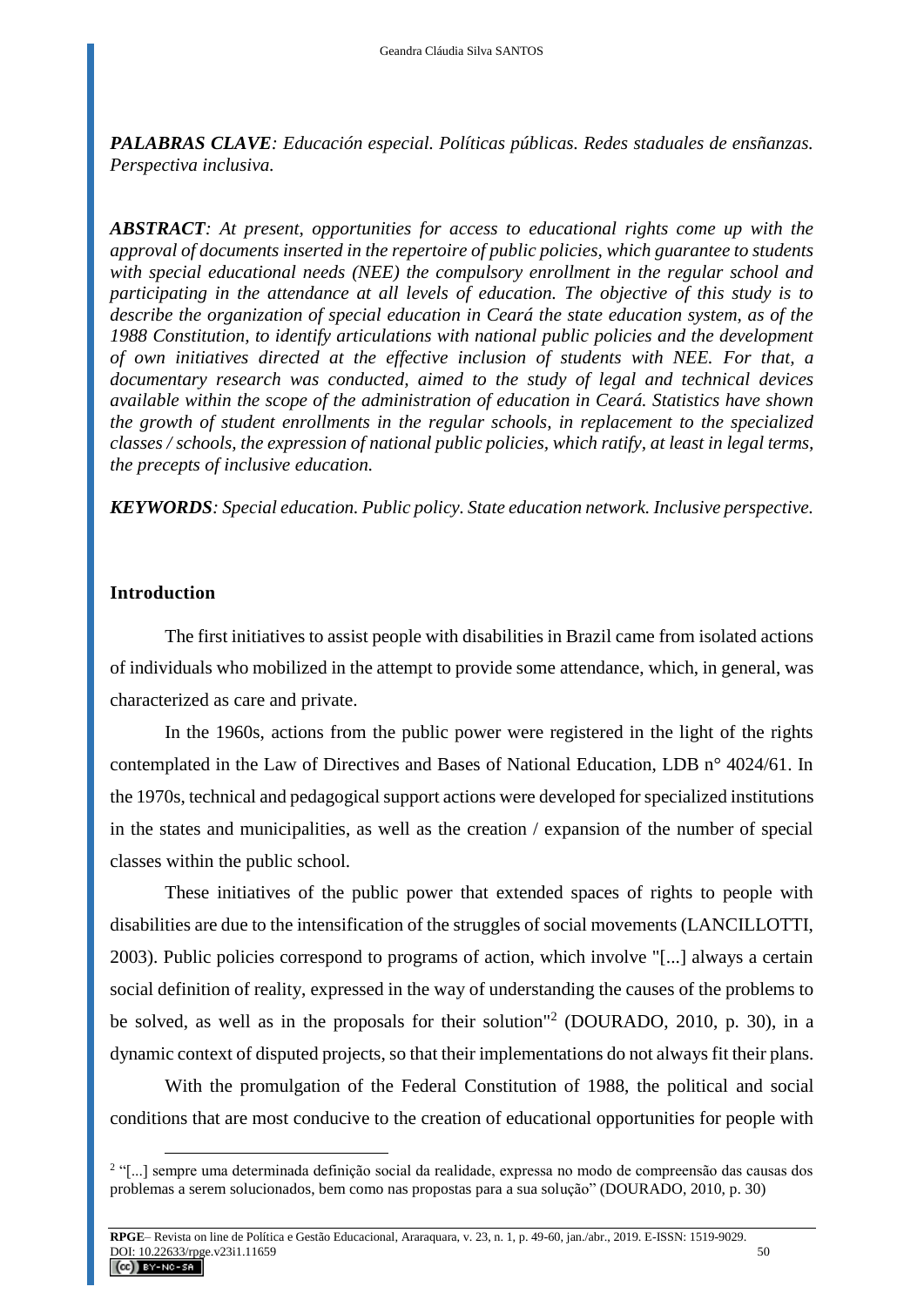***PALABRAS CLAVE****: Educación especial. Políticas públicas. Redes staduales de ensñanzas. Perspectiva inclusiva.*

***ABSTRACT****: At present, opportunities for access to educational rights come up with the approval of documents inserted in the repertoire of public policies, which guarantee to students with special educational needs (NEE) the compulsory enrollment in the regular school and participating in the attendance at all levels of education. The objective of this study is to describe the organization of special education in Ceará the state education system, as of the 1988 Constitution, to identify articulations with national public policies and the development of own initiatives directed at the effective inclusion of students with NEE. For that, a documentary research was conducted, aimed to the study of legal and technical devices available within the scope of the administration of education in Ceará. Statistics have shown the growth of student enrollments in the regular schools, in replacement to the specialized classes / schools, the expression of national public policies, which ratify, at least in legal terms, the precepts of inclusive education.*

***KEYWORDS****: Special education. Public policy. State education network. Inclusive perspective.*

## Introduction

The first initiatives to assist people with disabilities in Brazil came from isolated actions of individuals who mobilized in the attempt to provide some attendance, which, in general, was characterized as care and private.

In the 1960s, actions from the public power were registered in the light of the rights contemplated in the Law of Directives and Bases of National Education, LDB n° 4024/61. In the 1970s, technical and pedagogical support actions were developed for specialized institutions in the states and municipalities, as well as the creation / expansion of the number of special classes within the public school.

These initiatives of the public power that extended spaces of rights to people with disabilities are due to the intensification of the struggles of social movements (LANCILLOTTI, 2003). Public policies correspond to programs of action, which involve "[...] always a certain social definition of reality, expressed in the way of understanding the causes of the problems to be solved, as well as in the proposals for their solution"[2] (DOURADO, 2010, p. 30), in a dynamic context of disputed projects, so that their implementations do not always fit their plans.

With the promulgation of the Federal Constitution of 1988, the political and social conditions that are most conducive to the creation of educational opportunities for people with

[2] "[...] sempre uma determinada definição social da realidade, expressa no modo de compreensão das causas dos problemas a serem solucionados, bem como nas propostas para a sua solução" (DOURADO, 2010, p. 30)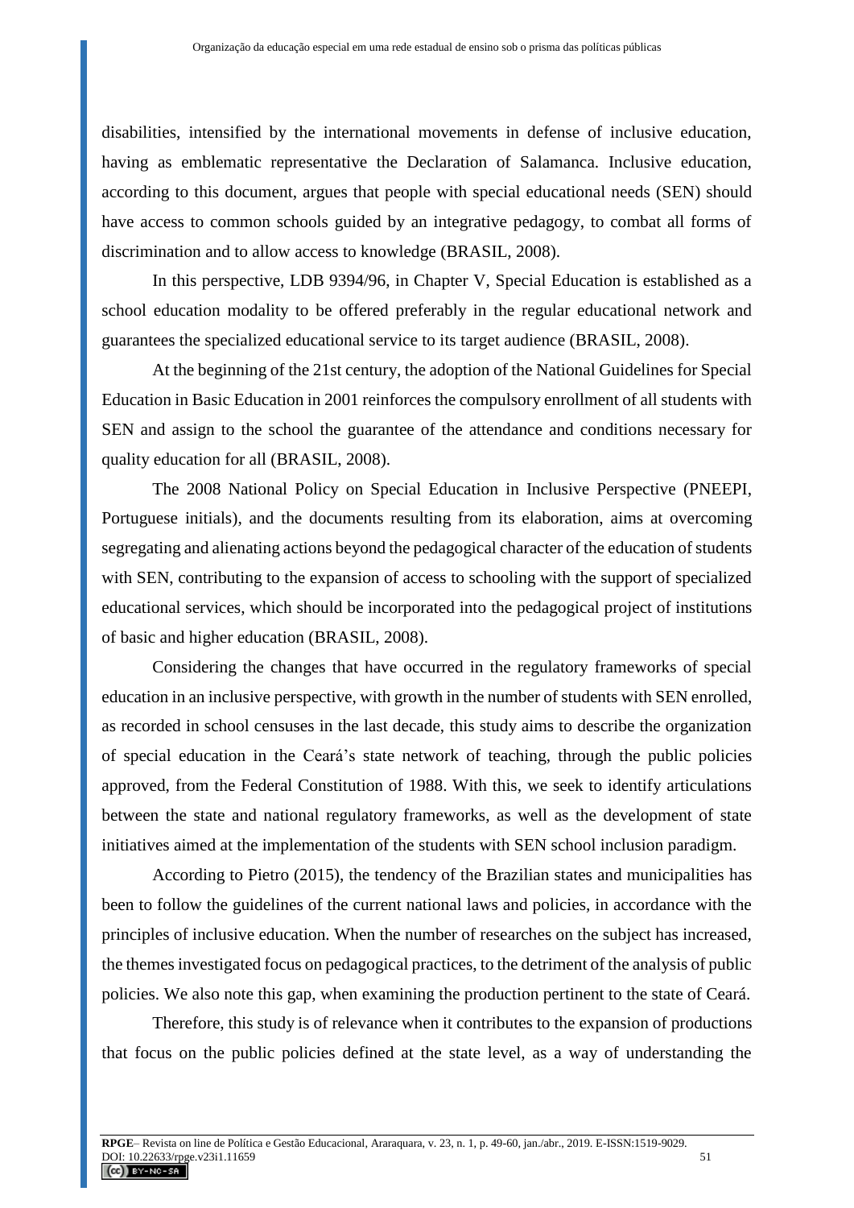disabilities, intensified by the international movements in defense of inclusive education, having as emblematic representative the Declaration of Salamanca. Inclusive education, according to this document, argues that people with special educational needs (SEN) should have access to common schools guided by an integrative pedagogy, to combat all forms of discrimination and to allow access to knowledge (BRASIL, 2008).

In this perspective, LDB 9394/96, in Chapter V, Special Education is established as a school education modality to be offered preferably in the regular educational network and guarantees the specialized educational service to its target audience (BRASIL, 2008).

At the beginning of the 21st century, the adoption of the National Guidelines for Special Education in Basic Education in 2001 reinforces the compulsory enrollment of all students with SEN and assign to the school the guarantee of the attendance and conditions necessary for quality education for all (BRASIL, 2008).

The 2008 National Policy on Special Education in Inclusive Perspective (PNEEPI, Portuguese initials), and the documents resulting from its elaboration, aims at overcoming segregating and alienating actions beyond the pedagogical character of the education of students with SEN, contributing to the expansion of access to schooling with the support of specialized educational services, which should be incorporated into the pedagogical project of institutions of basic and higher education (BRASIL, 2008).

Considering the changes that have occurred in the regulatory frameworks of special education in an inclusive perspective, with growth in the number of students with SEN enrolled, as recorded in school censuses in the last decade, this study aims to describe the organization of special education in the Ceará's state network of teaching, through the public policies approved, from the Federal Constitution of 1988. With this, we seek to identify articulations between the state and national regulatory frameworks, as well as the development of state initiatives aimed at the implementation of the students with SEN school inclusion paradigm.

According to Pietro (2015), the tendency of the Brazilian states and municipalities has been to follow the guidelines of the current national laws and policies, in accordance with the principles of inclusive education. When the number of researches on the subject has increased, the themes investigated focus on pedagogical practices, to the detriment of the analysis of public policies. We also note this gap, when examining the production pertinent to the state of Ceará.

Therefore, this study is of relevance when it contributes to the expansion of productions that focus on the public policies defined at the state level, as a way of understanding the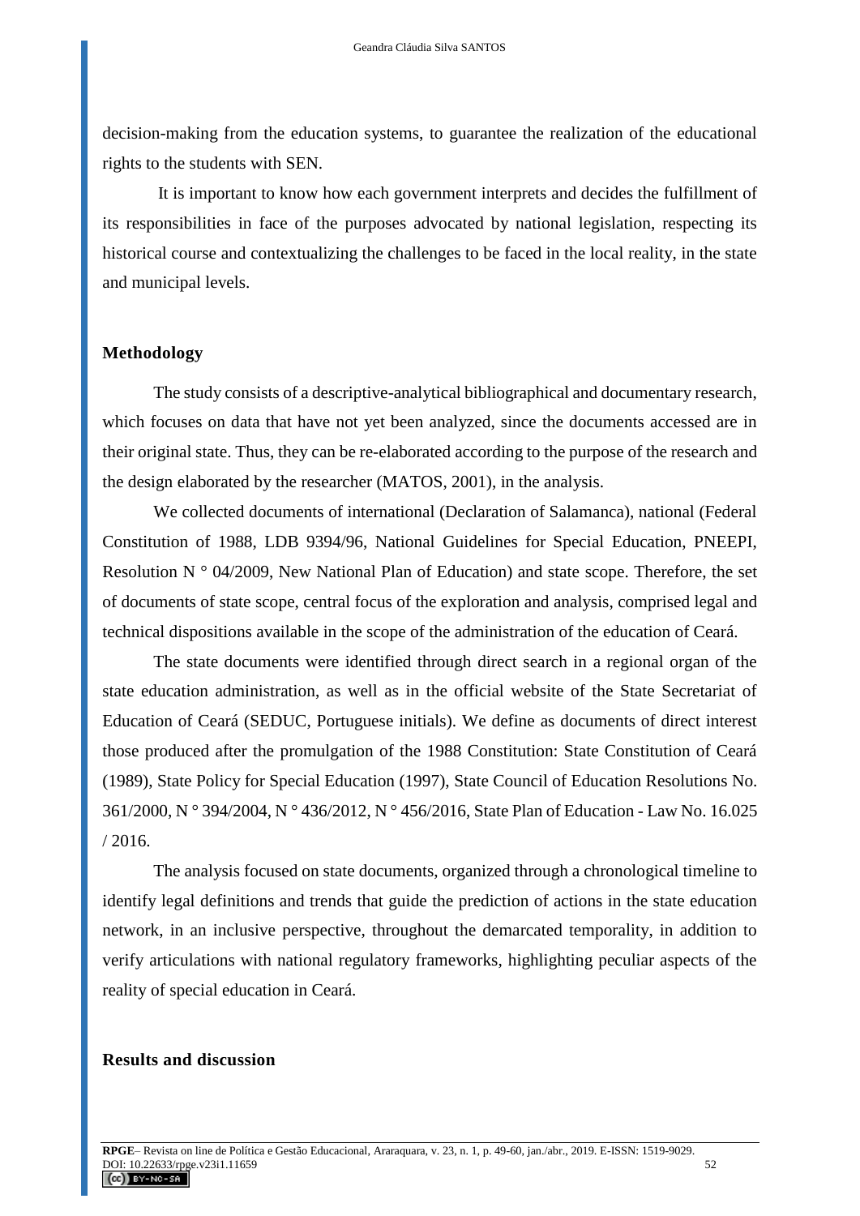decision-making from the education systems, to guarantee the realization of the educational rights to the students with SEN.

It is important to know how each government interprets and decides the fulfillment of its responsibilities in face of the purposes advocated by national legislation, respecting its historical course and contextualizing the challenges to be faced in the local reality, in the state and municipal levels.

## Methodology

The study consists of a descriptive-analytical bibliographical and documentary research, which focuses on data that have not yet been analyzed, since the documents accessed are in their original state. Thus, they can be re-elaborated according to the purpose of the research and the design elaborated by the researcher (MATOS, 2001), in the analysis.

We collected documents of international (Declaration of Salamanca), national (Federal Constitution of 1988, LDB 9394/96, National Guidelines for Special Education, PNEEPI, Resolution N ° 04/2009, New National Plan of Education) and state scope. Therefore, the set of documents of state scope, central focus of the exploration and analysis, comprised legal and technical dispositions available in the scope of the administration of the education of Ceará.

The state documents were identified through direct search in a regional organ of the state education administration, as well as in the official website of the State Secretariat of Education of Ceará (SEDUC, Portuguese initials). We define as documents of direct interest those produced after the promulgation of the 1988 Constitution: State Constitution of Ceará (1989), State Policy for Special Education (1997), State Council of Education Resolutions No. 361/2000, N ° 394/2004, N ° 436/2012, N ° 456/2016, State Plan of Education - Law No. 16.025 / 2016.

The analysis focused on state documents, organized through a chronological timeline to identify legal definitions and trends that guide the prediction of actions in the state education network, in an inclusive perspective, throughout the demarcated temporality, in addition to verify articulations with national regulatory frameworks, highlighting peculiar aspects of the reality of special education in Ceará.

## Results and discussion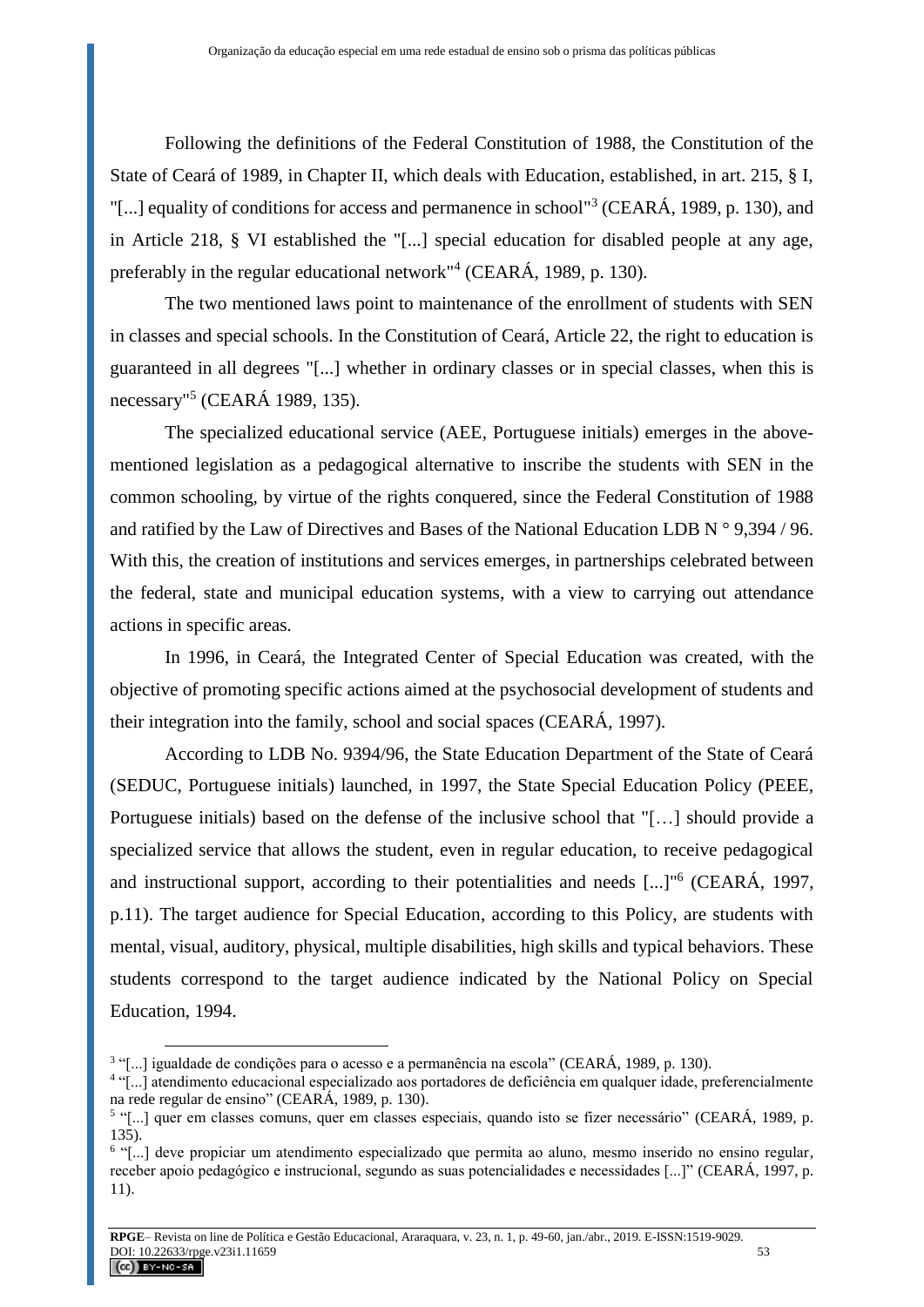Following the definitions of the Federal Constitution of 1988, the Constitution of the State of Ceará of 1989, in Chapter II, which deals with Education, established, in art. 215, § I, "[...] equality of conditions for access and permanence in school"[3] (CEARÁ, 1989, p. 130), and in Article 218, § VI established the "[...] special education for disabled people at any age, preferably in the regular educational network"[4] (CEARÁ, 1989, p. 130).

The two mentioned laws point to maintenance of the enrollment of students with SEN in classes and special schools. In the Constitution of Ceará, Article 22, the right to education is guaranteed in all degrees "[...] whether in ordinary classes or in special classes, when this is necessary"[5] (CEARÁ 1989, 135).

The specialized educational service (AEE, Portuguese initials) emerges in the above-mentioned legislation as a pedagogical alternative to inscribe the students with SEN in the common schooling, by virtue of the rights conquered, since the Federal Constitution of 1988 and ratified by the Law of Directives and Bases of the National Education LDB N ° 9,394 / 96. With this, the creation of institutions and services emerges, in partnerships celebrated between the federal, state and municipal education systems, with a view to carrying out attendance actions in specific areas.

In 1996, in Ceará, the Integrated Center of Special Education was created, with the objective of promoting specific actions aimed at the psychosocial development of students and their integration into the family, school and social spaces (CEARÁ, 1997).

According to LDB No. 9394/96, the State Education Department of the State of Ceará (SEDUC, Portuguese initials) launched, in 1997, the State Special Education Policy (PEEE, Portuguese initials) based on the defense of the inclusive school that "[…] should provide a specialized service that allows the student, even in regular education, to receive pedagogical and instructional support, according to their potentialities and needs [...]"[6] (CEARÁ, 1997, p.11). The target audience for Special Education, according to this Policy, are students with mental, visual, auditory, physical, multiple disabilities, high skills and typical behaviors. These students correspond to the target audience indicated by the National Policy on Special Education, 1994.

---

[3] "[...] igualdade de condições para o acesso e a permanência na escola" (CEARÁ, 1989, p. 130).

[4] "[...] atendimento educacional especializado aos portadores de deficiência em qualquer idade, preferencialmente na rede regular de ensino" (CEARÁ, 1989, p. 130).

[5] "[...] quer em classes comuns, quer em classes especiais, quando isto se fizer necessário" (CEARÁ, 1989, p. 135).

[6] "[...] deve propiciar um atendimento especializado que permita ao aluno, mesmo inserido no ensino regular, receber apoio pedagógico e instrucional, segundo as suas potencialidades e necessidades [...]" (CEARÁ, 1997, p. 11).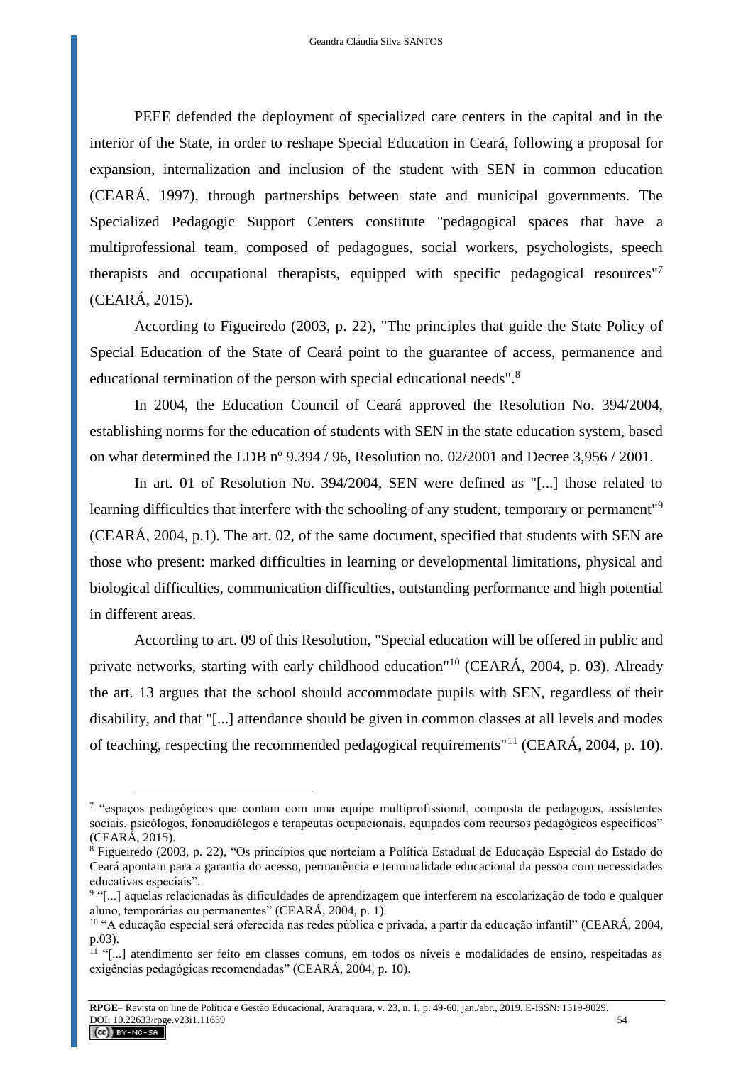PEEE defended the deployment of specialized care centers in the capital and in the interior of the State, in order to reshape Special Education in Ceará, following a proposal for expansion, internalization and inclusion of the student with SEN in common education (CEARÁ, 1997), through partnerships between state and municipal governments. The Specialized Pedagogic Support Centers constitute "pedagogical spaces that have a multiprofessional team, composed of pedagogues, social workers, psychologists, speech therapists and occupational therapists, equipped with specific pedagogical resources"[7] (CEARÁ, 2015).

According to Figueiredo (2003, p. 22), "The principles that guide the State Policy of Special Education of the State of Ceará point to the guarantee of access, permanence and educational termination of the person with special educational needs".[8]

In 2004, the Education Council of Ceará approved the Resolution No. 394/2004, establishing norms for the education of students with SEN in the state education system, based on what determined the LDB nº 9.394 / 96, Resolution no. 02/2001 and Decree 3,956 / 2001.

In art. 01 of Resolution No. 394/2004, SEN were defined as "[...] those related to learning difficulties that interfere with the schooling of any student, temporary or permanent"[9] (CEARÁ, 2004, p.1). The art. 02, of the same document, specified that students with SEN are those who present: marked difficulties in learning or developmental limitations, physical and biological difficulties, communication difficulties, outstanding performance and high potential in different areas.

According to art. 09 of this Resolution, "Special education will be offered in public and private networks, starting with early childhood education"[10] (CEARÁ, 2004, p. 03). Already the art. 13 argues that the school should accommodate pupils with SEN, regardless of their disability, and that "[...] attendance should be given in common classes at all levels and modes of teaching, respecting the recommended pedagogical requirements"[11] (CEARÁ, 2004, p. 10).

---

[7] "espaços pedagógicos que contam com uma equipe multiprofissional, composta de pedagogos, assistentes sociais, psicólogos, fonoaudiólogos e terapeutas ocupacionais, equipados com recursos pedagógicos específicos" (CEARÁ, 2015).

[8] Figueiredo (2003, p. 22), "Os princípios que norteiam a Política Estadual de Educação Especial do Estado do Ceará apontam para a garantia do acesso, permanência e terminalidade educacional da pessoa com necessidades educativas especiais".

[9] "[...] aquelas relacionadas às dificuldades de aprendizagem que interferem na escolarização de todo e qualquer aluno, temporárias ou permanentes" (CEARÁ, 2004, p. 1).

[10] "A educação especial será oferecida nas redes pública e privada, a partir da educação infantil" (CEARÁ, 2004, p.03).

[11] "[...] atendimento ser feito em classes comuns, em todos os níveis e modalidades de ensino, respeitadas as exigências pedagógicas recomendadas" (CEARÁ, 2004, p. 10).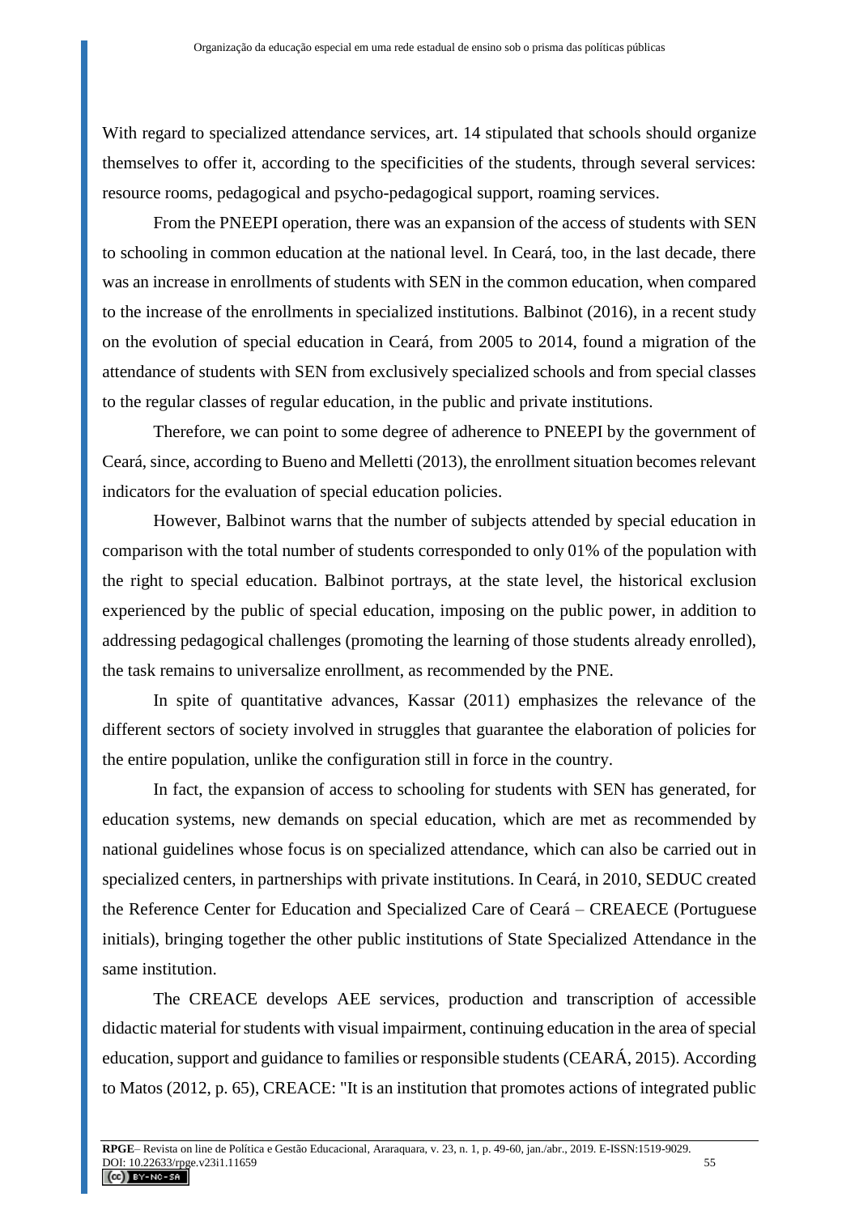With regard to specialized attendance services, art. 14 stipulated that schools should organize themselves to offer it, according to the specificities of the students, through several services: resource rooms, pedagogical and psycho-pedagogical support, roaming services.

From the PNEEPI operation, there was an expansion of the access of students with SEN to schooling in common education at the national level. In Ceará, too, in the last decade, there was an increase in enrollments of students with SEN in the common education, when compared to the increase of the enrollments in specialized institutions. Balbinot (2016), in a recent study on the evolution of special education in Ceará, from 2005 to 2014, found a migration of the attendance of students with SEN from exclusively specialized schools and from special classes to the regular classes of regular education, in the public and private institutions.

Therefore, we can point to some degree of adherence to PNEEPI by the government of Ceará, since, according to Bueno and Melletti (2013), the enrollment situation becomes relevant indicators for the evaluation of special education policies.

However, Balbinot warns that the number of subjects attended by special education in comparison with the total number of students corresponded to only 01% of the population with the right to special education. Balbinot portrays, at the state level, the historical exclusion experienced by the public of special education, imposing on the public power, in addition to addressing pedagogical challenges (promoting the learning of those students already enrolled), the task remains to universalize enrollment, as recommended by the PNE.

In spite of quantitative advances, Kassar (2011) emphasizes the relevance of the different sectors of society involved in struggles that guarantee the elaboration of policies for the entire population, unlike the configuration still in force in the country.

In fact, the expansion of access to schooling for students with SEN has generated, for education systems, new demands on special education, which are met as recommended by national guidelines whose focus is on specialized attendance, which can also be carried out in specialized centers, in partnerships with private institutions. In Ceará, in 2010, SEDUC created the Reference Center for Education and Specialized Care of Ceará – CREAECE (Portuguese initials), bringing together the other public institutions of State Specialized Attendance in the same institution.

The CREACE develops AEE services, production and transcription of accessible didactic material for students with visual impairment, continuing education in the area of special education, support and guidance to families or responsible students (CEARÁ, 2015). According to Matos (2012, p. 65), CREACE: "It is an institution that promotes actions of integrated public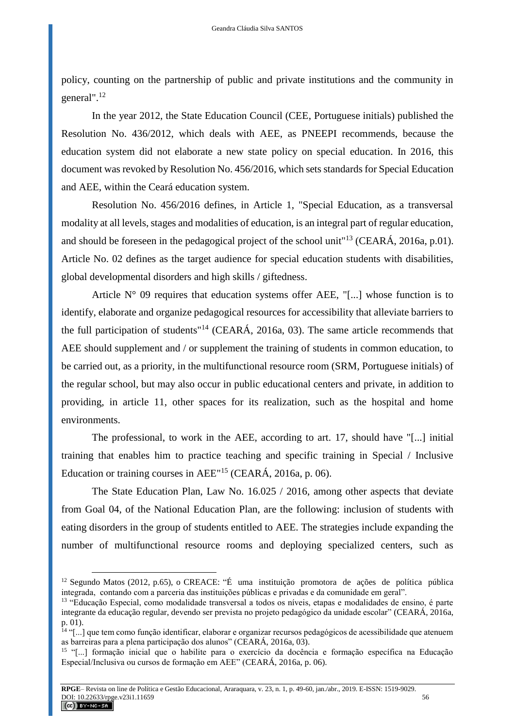policy, counting on the partnership of public and private institutions and the community in general".[12]

In the year 2012, the State Education Council (CEE, Portuguese initials) published the Resolution No. 436/2012, which deals with AEE, as PNEEPI recommends, because the education system did not elaborate a new state policy on special education. In 2016, this document was revoked by Resolution No. 456/2016, which sets standards for Special Education and AEE, within the Ceará education system.

Resolution No. 456/2016 defines, in Article 1, "Special Education, as a transversal modality at all levels, stages and modalities of education, is an integral part of regular education, and should be foreseen in the pedagogical project of the school unit"[13] (CEARÁ, 2016a, p.01). Article No. 02 defines as the target audience for special education students with disabilities, global developmental disorders and high skills / giftedness.

Article N° 09 requires that education systems offer AEE, "[...] whose function is to identify, elaborate and organize pedagogical resources for accessibility that alleviate barriers to the full participation of students"[14] (CEARÁ, 2016a, 03). The same article recommends that AEE should supplement and / or supplement the training of students in common education, to be carried out, as a priority, in the multifunctional resource room (SRM, Portuguese initials) of the regular school, but may also occur in public educational centers and private, in addition to providing, in article 11, other spaces for its realization, such as the hospital and home environments.

The professional, to work in the AEE, according to art. 17, should have "[...] initial training that enables him to practice teaching and specific training in Special / Inclusive Education or training courses in AEE"[15] (CEARÁ, 2016a, p. 06).

The State Education Plan, Law No. 16.025 / 2016, among other aspects that deviate from Goal 04, of the National Education Plan, are the following: inclusion of students with eating disorders in the group of students entitled to AEE. The strategies include expanding the number of multifunctional resource rooms and deploying specialized centers, such as

---

[12] Segundo Matos (2012, p.65), o CREACE: "É uma instituição promotora de ações de política pública integrada, contando com a parceria das instituições públicas e privadas e da comunidade em geral".

[13] "Educação Especial, como modalidade transversal a todos os níveis, etapas e modalidades de ensino, é parte integrante da educação regular, devendo ser prevista no projeto pedagógico da unidade escolar" (CEARÁ, 2016a, p. 01).

[14] "[...] que tem como função identificar, elaborar e organizar recursos pedagógicos de acessibilidade que atenuem as barreiras para a plena participação dos alunos" (CEARÁ, 2016a, 03).

[15] "[...] formação inicial que o habilite para o exercício da docência e formação específica na Educação Especial/Inclusiva ou cursos de formação em AEE" (CEARÁ, 2016a, p. 06).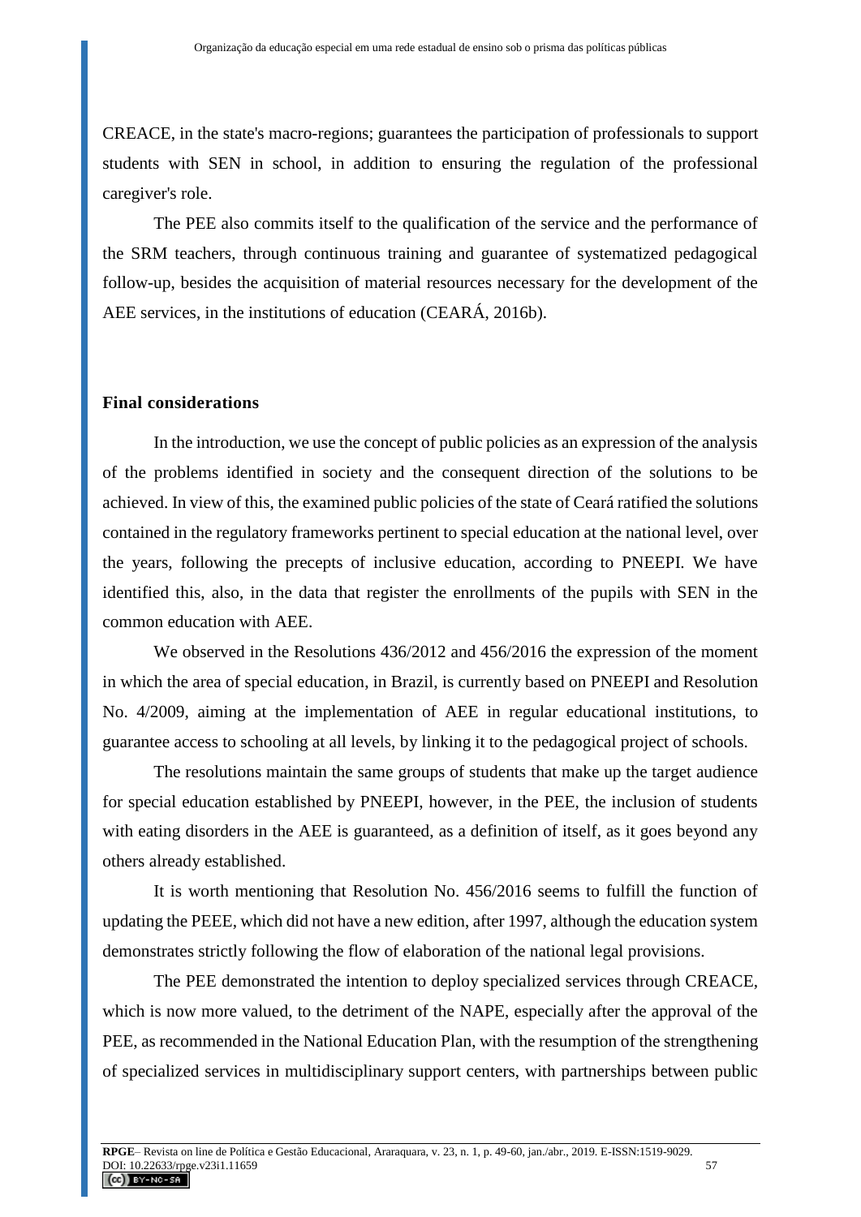CREACE, in the state's macro-regions; guarantees the participation of professionals to support students with SEN in school, in addition to ensuring the regulation of the professional caregiver's role.

The PEE also commits itself to the qualification of the service and the performance of the SRM teachers, through continuous training and guarantee of systematized pedagogical follow-up, besides the acquisition of material resources necessary for the development of the AEE services, in the institutions of education (CEARÁ, 2016b).

## Final considerations

In the introduction, we use the concept of public policies as an expression of the analysis of the problems identified in society and the consequent direction of the solutions to be achieved. In view of this, the examined public policies of the state of Ceará ratified the solutions contained in the regulatory frameworks pertinent to special education at the national level, over the years, following the precepts of inclusive education, according to PNEEPI. We have identified this, also, in the data that register the enrollments of the pupils with SEN in the common education with AEE.

We observed in the Resolutions 436/2012 and 456/2016 the expression of the moment in which the area of special education, in Brazil, is currently based on PNEEPI and Resolution No. 4/2009, aiming at the implementation of AEE in regular educational institutions, to guarantee access to schooling at all levels, by linking it to the pedagogical project of schools.

The resolutions maintain the same groups of students that make up the target audience for special education established by PNEEPI, however, in the PEE, the inclusion of students with eating disorders in the AEE is guaranteed, as a definition of itself, as it goes beyond any others already established.

It is worth mentioning that Resolution No. 456/2016 seems to fulfill the function of updating the PEEE, which did not have a new edition, after 1997, although the education system demonstrates strictly following the flow of elaboration of the national legal provisions.

The PEE demonstrated the intention to deploy specialized services through CREACE, which is now more valued, to the detriment of the NAPE, especially after the approval of the PEE, as recommended in the National Education Plan, with the resumption of the strengthening of specialized services in multidisciplinary support centers, with partnerships between public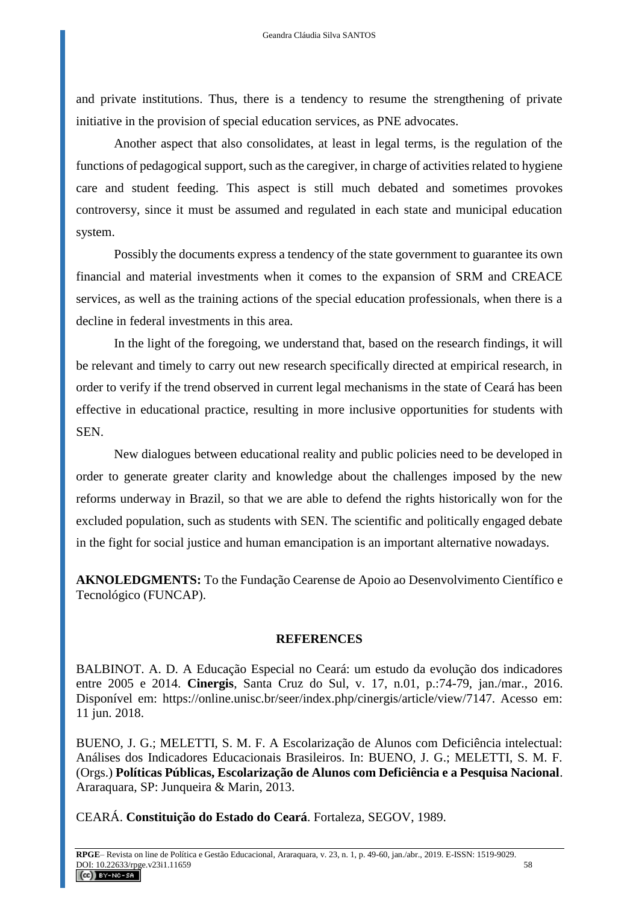and private institutions. Thus, there is a tendency to resume the strengthening of private initiative in the provision of special education services, as PNE advocates.

Another aspect that also consolidates, at least in legal terms, is the regulation of the functions of pedagogical support, such as the caregiver, in charge of activities related to hygiene care and student feeding. This aspect is still much debated and sometimes provokes controversy, since it must be assumed and regulated in each state and municipal education system.

Possibly the documents express a tendency of the state government to guarantee its own financial and material investments when it comes to the expansion of SRM and CREACE services, as well as the training actions of the special education professionals, when there is a decline in federal investments in this area.

In the light of the foregoing, we understand that, based on the research findings, it will be relevant and timely to carry out new research specifically directed at empirical research, in order to verify if the trend observed in current legal mechanisms in the state of Ceará has been effective in educational practice, resulting in more inclusive opportunities for students with SEN.

New dialogues between educational reality and public policies need to be developed in order to generate greater clarity and knowledge about the challenges imposed by the new reforms underway in Brazil, so that we are able to defend the rights historically won for the excluded population, such as students with SEN. The scientific and politically engaged debate in the fight for social justice and human emancipation is an important alternative nowadays.

**AKNOLEDGMENTS:** To the Fundação Cearense de Apoio ao Desenvolvimento Científico e Tecnológico (FUNCAP).

## REFERENCES

BALBINOT. A. D. A Educação Especial no Ceará: um estudo da evolução dos indicadores entre 2005 e 2014. **Cinergis**, Santa Cruz do Sul, v. 17, n.01, p.:74-79, jan./mar., 2016. Disponível em: https://online.unisc.br/seer/index.php/cinergis/article/view/7147. Acesso em: 11 jun. 2018.

BUENO, J. G.; MELETTI, S. M. F. A Escolarização de Alunos com Deficiência intelectual: Análises dos Indicadores Educacionais Brasileiros. In: BUENO, J. G.; MELETTI, S. M. F. (Orgs.) **Políticas Públicas, Escolarização de Alunos com Deficiência e a Pesquisa Nacional**. Araraquara, SP: Junqueira & Marin, 2013.

CEARÁ. **Constituição do Estado do Ceará**. Fortaleza, SEGOV, 1989.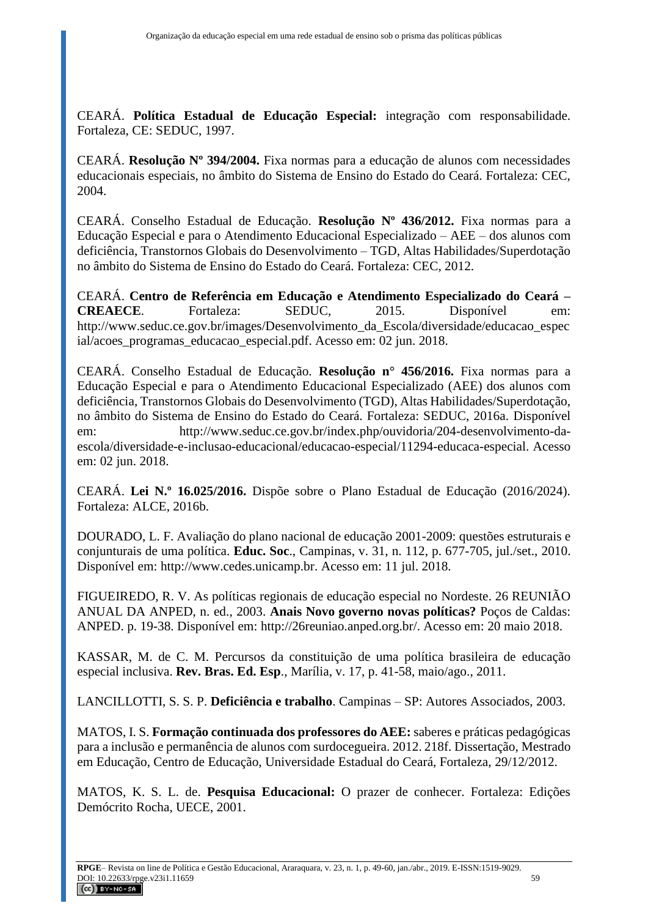CEARÁ. **Política Estadual de Educação Especial:** integração com responsabilidade. Fortaleza, CE: SEDUC, 1997.

CEARÁ. **Resolução Nº 394/2004.** Fixa normas para a educação de alunos com necessidades educacionais especiais, no âmbito do Sistema de Ensino do Estado do Ceará. Fortaleza: CEC, 2004.

CEARÁ. Conselho Estadual de Educação. **Resolução Nº 436/2012.** Fixa normas para a Educação Especial e para o Atendimento Educacional Especializado – AEE – dos alunos com deficiência, Transtornos Globais do Desenvolvimento – TGD, Altas Habilidades/Superdotação no âmbito do Sistema de Ensino do Estado do Ceará. Fortaleza: CEC, 2012.

CEARÁ. **Centro de Referência em Educação e Atendimento Especializado do Ceará – CREAECE**. Fortaleza: SEDUC, 2015. Disponível em: http://www.seduc.ce.gov.br/images/Desenvolvimento_da_Escola/diversidade/educacao_especial/acoes_programas_educacao_especial.pdf. Acesso em: 02 jun. 2018.

CEARÁ. Conselho Estadual de Educação. **Resolução n° 456/2016.** Fixa normas para a Educação Especial e para o Atendimento Educacional Especializado (AEE) dos alunos com deficiência, Transtornos Globais do Desenvolvimento (TGD), Altas Habilidades/Superdotação, no âmbito do Sistema de Ensino do Estado do Ceará. Fortaleza: SEDUC, 2016a. Disponível em: http://www.seduc.ce.gov.br/index.php/ouvidoria/204-desenvolvimento-da-escola/diversidade-e-inclusao-educacional/educacao-especial/11294-educaca-especial. Acesso em: 02 jun. 2018.

CEARÁ. **Lei N.º 16.025/2016.** Dispõe sobre o Plano Estadual de Educação (2016/2024). Fortaleza: ALCE, 2016b.

DOURADO, L. F. Avaliação do plano nacional de educação 2001-2009: questões estruturais e conjunturais de uma política. **Educ. Soc**., Campinas, v. 31, n. 112, p. 677-705, jul./set., 2010. Disponível em: http://www.cedes.unicamp.br. Acesso em: 11 jul. 2018.

FIGUEIREDO, R. V. As políticas regionais de educação especial no Nordeste. 26 REUNIÃO ANUAL DA ANPED, n. ed., 2003. **Anais Novo governo novas políticas?** Poços de Caldas: ANPED. p. 19-38. Disponível em: http://26reuniao.anped.org.br/. Acesso em: 20 maio 2018.

KASSAR, M. de C. M. Percursos da constituição de uma política brasileira de educação especial inclusiva. **Rev. Bras. Ed. Esp**., Marília, v. 17, p. 41-58, maio/ago., 2011.

LANCILLOTTI, S. S. P. **Deficiência e trabalho**. Campinas – SP: Autores Associados, 2003.

MATOS, I. S. **Formação continuada dos professores do AEE:** saberes e práticas pedagógicas para a inclusão e permanência de alunos com surdocegueira. 2012. 218f. Dissertação, Mestrado em Educação, Centro de Educação, Universidade Estadual do Ceará, Fortaleza, 29/12/2012.

MATOS, K. S. L. de. **Pesquisa Educacional:** O prazer de conhecer. Fortaleza: Edições Demócrito Rocha, UECE, 2001.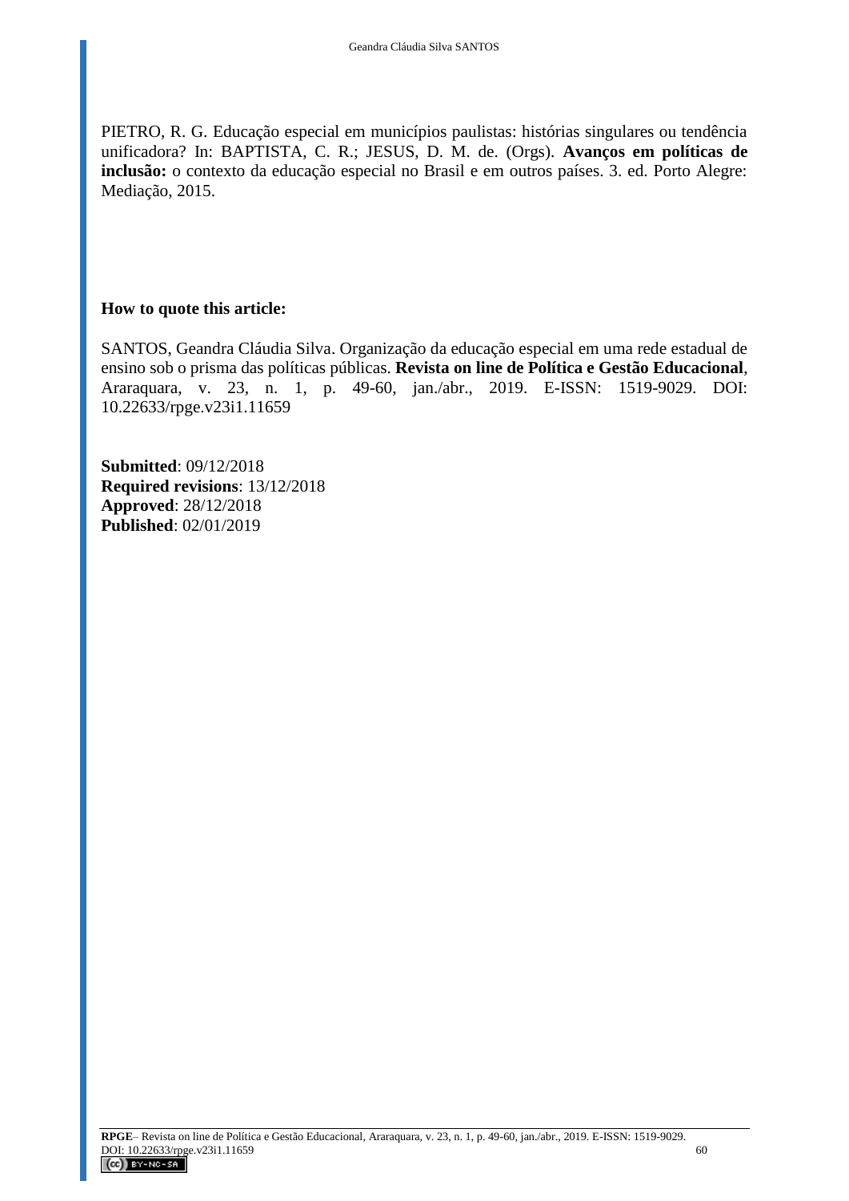PIETRO, R. G. Educação especial em municípios paulistas: histórias singulares ou tendência unificadora? In: BAPTISTA, C. R.; JESUS, D. M. de. (Orgs). **Avanços em políticas de inclusão:** o contexto da educação especial no Brasil e em outros países. 3. ed. Porto Alegre: Mediação, 2015.

**How to quote this article:**

SANTOS, Geandra Cláudia Silva. Organização da educação especial em uma rede estadual de ensino sob o prisma das políticas públicas. **Revista on line de Política e Gestão Educacional**, Araraquara, v. 23, n. 1, p. 49-60, jan./abr., 2019. E-ISSN: 1519-9029. DOI: 10.22633/rpge.v23i1.11659

**Submitted**: 09/12/2018
**Required revisions**: 13/12/2018
**Approved**: 28/12/2018
**Published**: 02/01/2019